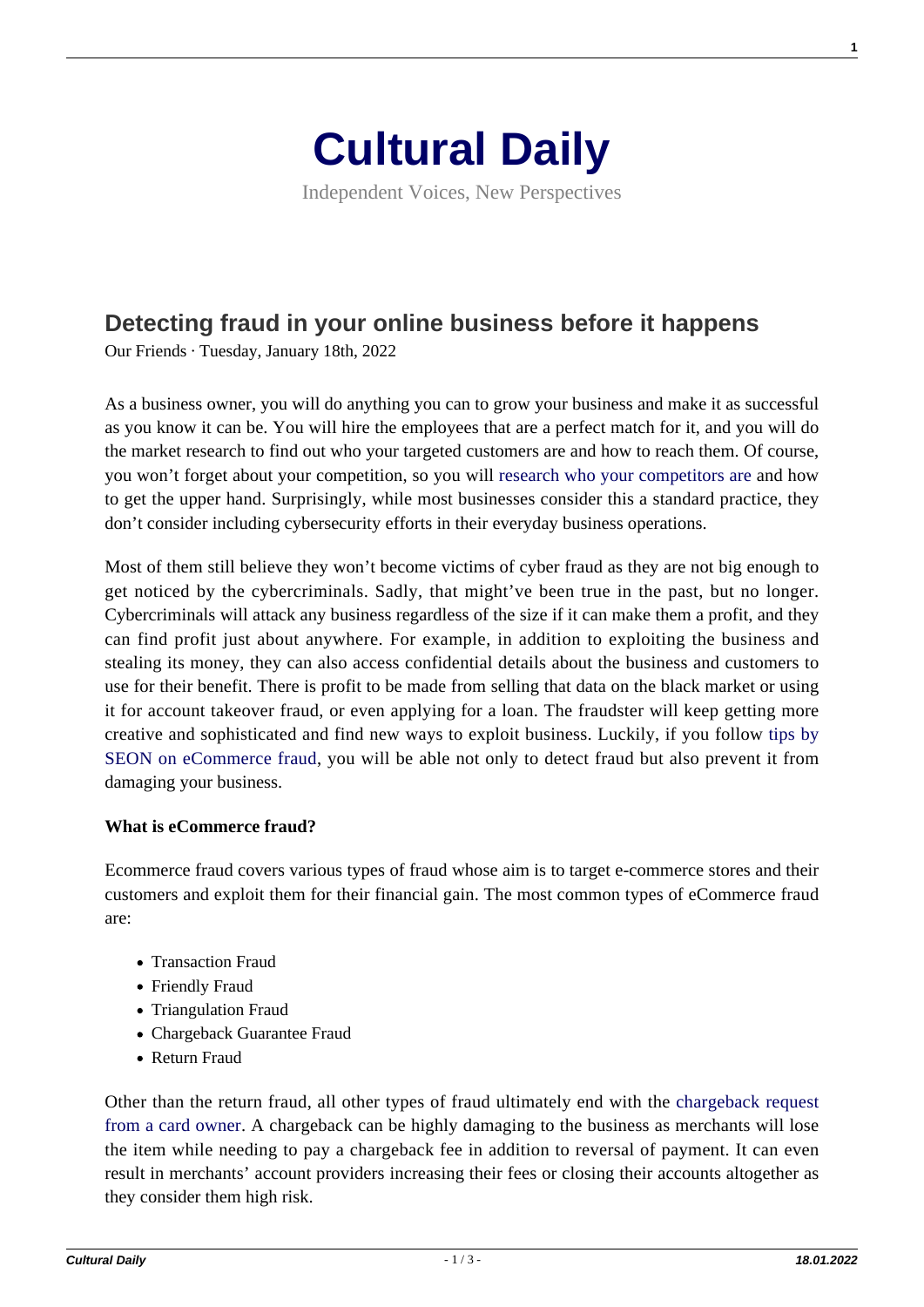# Cultural Daily

Independent Voices, New Perspectives

## Detecting fraud in your online business before it happens

Our Friends · Tuesday, January 18th, 2022

As a business owner, you will do anything you can to grow your business and make it as successful as you know it can be. You will hire the employees that are a perfect match for it, and you will do the market research to find out who your targeted customers are and how to reach them. Of course, you won't forget about your competition, so you will research who your competitors are and how to get the upper hand. Surprisingly, while most businesses consider this a standard practice, they don't consider including cybersecurity efforts in their everyday business operations.

Most of them still believe they won't become victims of cyber fraud as they are not big enough to get noticed by the cybercriminals. Sadly, that might've been true in the past, but no longer. Cybercriminals will attack any business regardless of the size if it can make them a profit, and they can find profit just about anywhere. For example, in addition to exploiting the business and stealing its money, they can also access confidential details about the business and customers to use for their benefit. There is profit to be made from selling that data on the black market or using it for account takeover fraud, or even applying for a loan. The fraudster will keep getting more creative and sophisticated and find new ways to exploit business. Luckily, if you follow tips by SEON on eCommerce fraud, you will be able not only to detect fraud but also prevent it from damaging your business.

**What is eCommerce fraud?**

Ecommerce fraud covers various types of fraud whose aim is to target e-commerce stores and their customers and exploit them for their financial gain. The most common types of eCommerce fraud are:

- Transaction Fraud
- Friendly Fraud
- Triangulation Fraud
- Chargeback Guarantee Fraud
- Return Fraud

Other than the return fraud, all other types of fraud ultimately end with the chargeback request from a card owner. A chargeback can be highly damaging to the business as merchants will lose the item while needing to pay a chargeback fee in addition to reversal of payment. It can even result in merchants' account providers increasing their fees or closing their accounts altogether as they consider them high risk.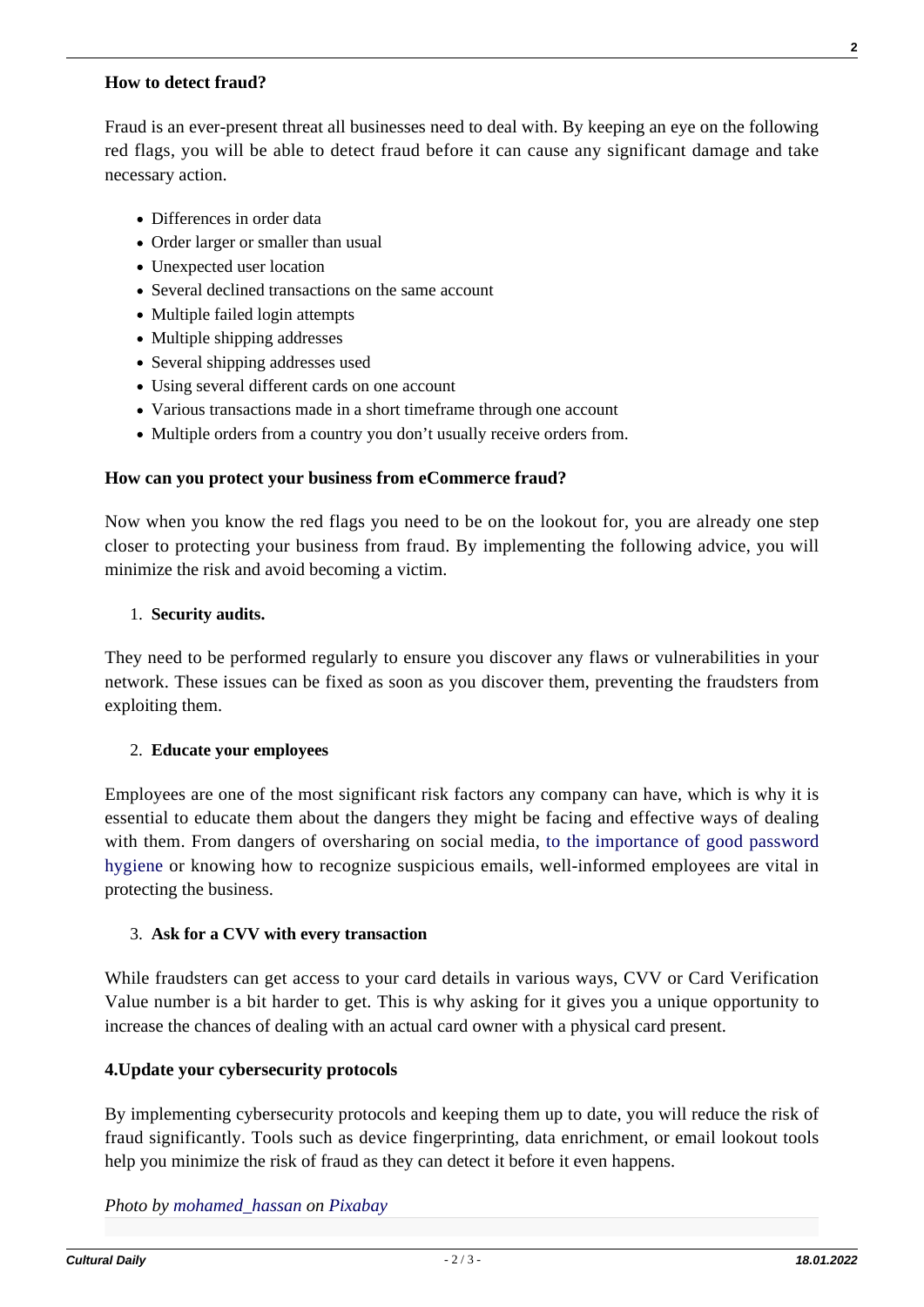**How to detect fraud?**

Fraud is an ever-present threat all businesses need to deal with. By keeping an eye on the following red flags, you will be able to detect fraud before it can cause any significant damage and take necessary action.

- Differences in order data
- Order larger or smaller than usual
- Unexpected user location
- Several declined transactions on the same account
- Multiple failed login attempts
- Multiple shipping addresses
- Several shipping addresses used
- Using several different cards on one account
- Various transactions made in a short timeframe through one account
- Multiple orders from a country you don't usually receive orders from.

**How can you protect your business from eCommerce fraud?**

Now when you know the red flags you need to be on the lookout for, you are already one step closer to protecting your business from fraud. By implementing the following advice, you will minimize the risk and avoid becoming a victim.

1. **Security audits.**

They need to be performed regularly to ensure you discover any flaws or vulnerabilities in your network. These issues can be fixed as soon as you discover them, preventing the fraudsters from exploiting them.

2. **Educate your employees**

Employees are one of the most significant risk factors any company can have, which is why it is essential to educate them about the dangers they might be facing and effective ways of dealing with them. From dangers of oversharing on social media, to the importance of good password hygiene or knowing how to recognize suspicious emails, well-informed employees are vital in protecting the business.

3. **Ask for a CVV with every transaction**

While fraudsters can get access to your card details in various ways, CVV or Card Verification Value number is a bit harder to get. This is why asking for it gives you a unique opportunity to increase the chances of dealing with an actual card owner with a physical card present.

**4.Update your cybersecurity protocols**

By implementing cybersecurity protocols and keeping them up to date, you will reduce the risk of fraud significantly. Tools such as device fingerprinting, data enrichment, or email lookout tools help you minimize the risk of fraud as they can detect it before it even happens.

*Photo by mohamed_hassan on Pixabay*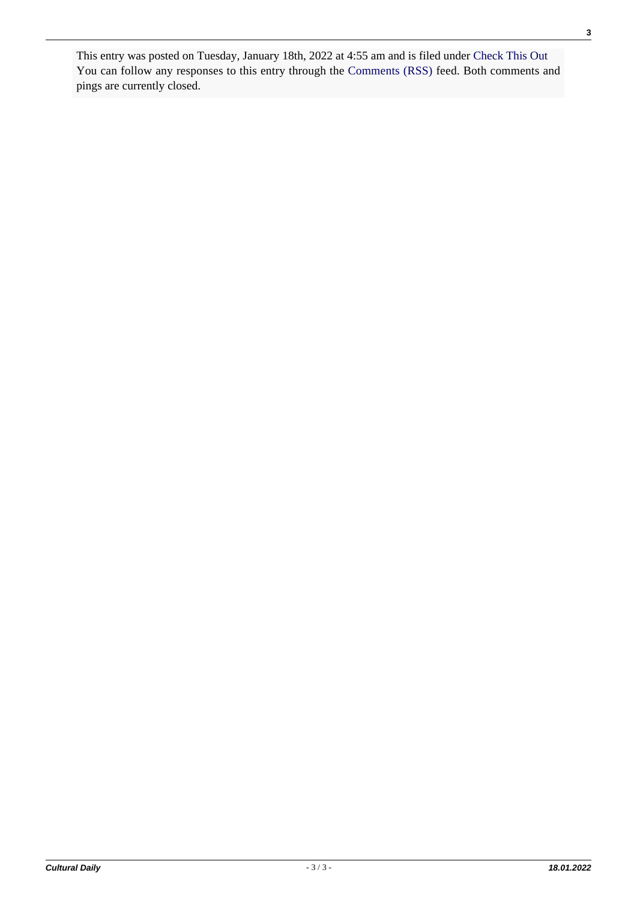This entry was posted on Tuesday, January 18th, 2022 at 4:55 am and is filed under Check This Out
You can follow any responses to this entry through the Comments (RSS) feed. Both comments and pings are currently closed.